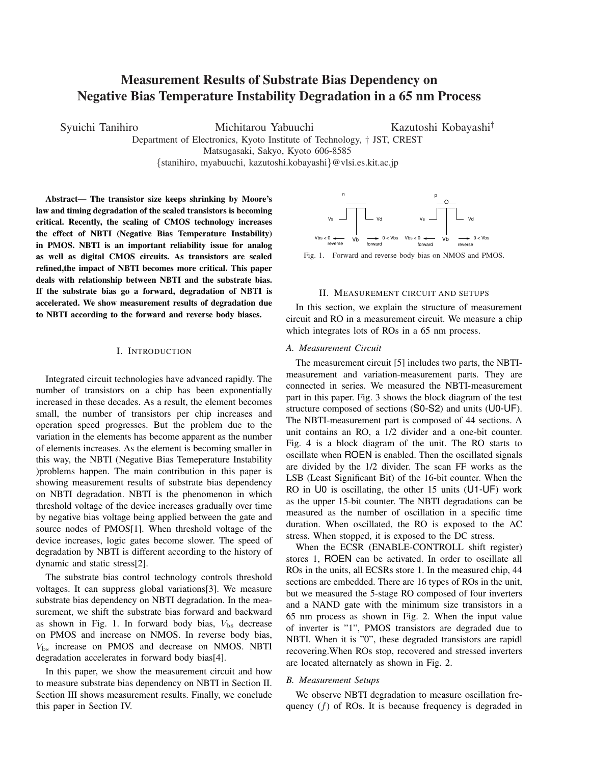# Measurement Results of Substrate Bias Dependency on Negative Bias Temperature Instability Degradation in a 65 nm Process

Syuichi Tanihiro, Michitarou Yabuuchi, Kazutoshi Kobayashi†

Department of Electronics, Kyoto Institute of Technology, † JST, CREST
Matsugasaki, Sakyo, Kyoto 606-8585
{stanihiro, myabuuchi, kazutoshi.kobayashi}@vlsi.es.kit.ac.jp

**Abstract— The transistor size keeps shrinking by Moore's law and timing degradation of the scaled transistors is becoming critical. Recently, the scaling of CMOS technology increases the effect of NBTI (Negative Bias Temperature Instability) in PMOS. NBTI is an important reliability issue for analog as well as digital CMOS circuits. As transistors are scaled refined,the impact of NBTI becomes more critical. This paper deals with relationship between NBTI and the substrate bias. If the substrate bias go a forward, degradation of NBTI is accelerated. We show measurement results of degradation due to NBTI according to the forward and reverse body biases.**

## I. Introduction

Integrated circuit technologies have advanced rapidly. The number of transistors on a chip has been exponentially increased in these decades. As a result, the element becomes small, the number of transistors per chip increases and operation speed progresses. But the problem due to the variation in the elements has become apparent as the number of elements increases. As the element is becoming smaller in this way, the NBTI (Negative Bias Temeperature Instability )problems happen. The main contribution in this paper is showing measurement results of substrate bias dependency on NBTI degradation. NBTI is the phenomenon in which threshold voltage of the device increases gradually over time by negative bias voltage being applied between the gate and source nodes of PMOS[1]. When threshold voltage of the device increases, logic gates become slower. The speed of degradation by NBTI is different according to the history of dynamic and static stress[2].

The substrate bias control technology controls threshold voltages. It can suppress global variations[3]. We measure substrate bias dependency on NBTI degradation. In the measurement, we shift the substrate bias forward and backward as shown in Fig. 1. In forward body bias, $V_{\rm bs}$ decrease on PMOS and increase on NMOS. In reverse body bias, $V_{\rm bs}$ increase on PMOS and decrease on NMOS. NBTI degradation accelerates in forward body bias[4].

In this paper, we show the measurement circuit and how to measure substrate bias dependency on NBTI in Section II. Section III shows measurement results. Finally, we conclude this paper in Section IV.

Fig. 1. Forward and reverse body bias on NMOS and PMOS.

## II. Measurement circuit and setups

In this section, we explain the structure of measurement circuit and RO in a measurement circuit. We measure a chip which integrates lots of ROs in a 65 nm process.

### A. Measurement Circuit

The measurement circuit [5] includes two parts, the NBTI-measurement and variation-measurement parts. They are connected in series. We measured the NBTI-measurement part in this paper. Fig. 3 shows the block diagram of the test structure composed of sections (S0-S2) and units (U0-UF). The NBTI-measurement part is composed of 44 sections. A unit contains an RO, a 1/2 divider and a one-bit counter. Fig. 4 is a block diagram of the unit. The RO starts to oscillate when ROEN is enabled. Then the oscillated signals are divided by the 1/2 divider. The scan FF works as the LSB (Least Significant Bit) of the 16-bit counter. When the RO in U0 is oscillating, the other 15 units (U1-UF) work as the upper 15-bit counter. The NBTI degradations can be measured as the number of oscillation in a specific time duration. When oscillated, the RO is exposed to the AC stress. When stopped, it is exposed to the DC stress.

When the ECSR (ENABLE-CONTROLL shift register) stores 1, ROEN can be activated. In order to oscillate all ROs in the units, all ECSRs store 1. In the measured chip, 44 sections are embedded. There are 16 types of ROs in the unit, but we measured the 5-stage RO composed of four inverters and a NAND gate with the minimum size transistors in a 65 nm process as shown in Fig. 2. When the input value of inverter is "1", PMOS transistors are degraded due to NBTI. When it is "0", these degraded transistors are rapidl recovering.When ROs stop, recovered and stressed inverters are located alternately as shown in Fig. 2.

### B. Measurement Setups

We observe NBTI degradation to measure oscillation frequency ($f$) of ROs. It is because frequency is degraded in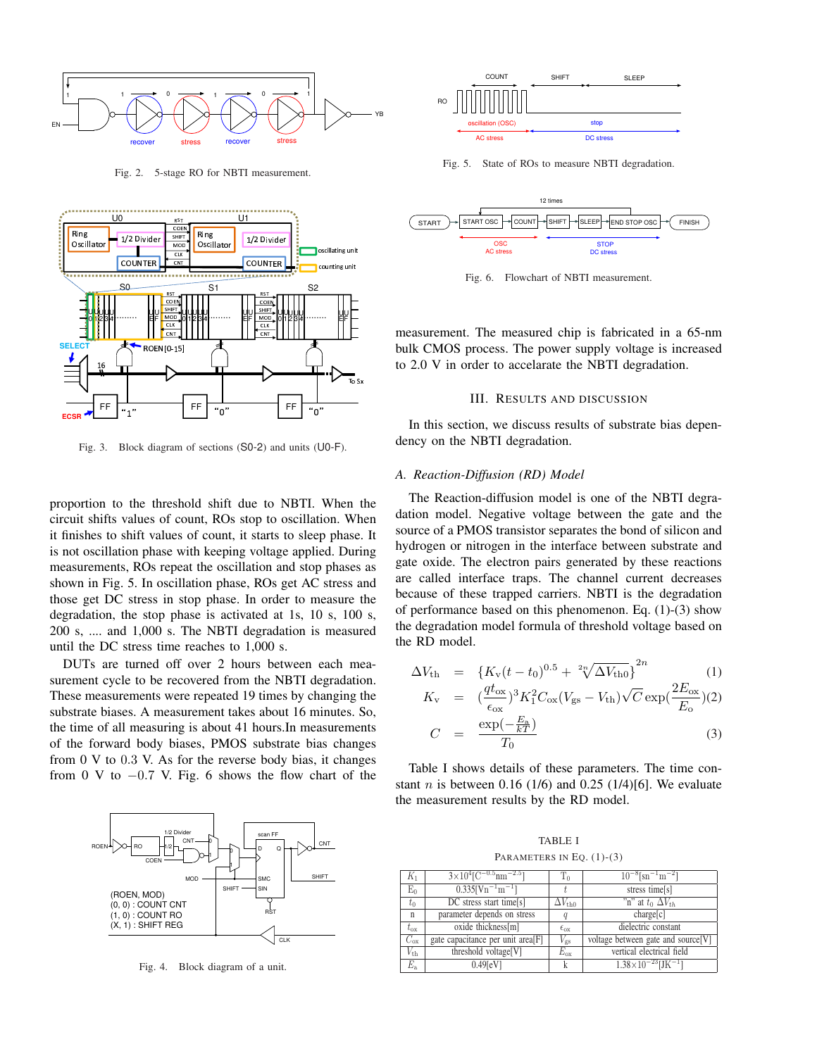Fig. 2. 5-stage RO for NBTI measurement.

Fig. 3. Block diagram of sections (S0-2) and units (U0-F).

proportion to the threshold shift due to NBTI. When the circuit shifts values of count, ROs stop to oscillation. When it finishes to shift values of count, it starts to sleep phase. It is not oscillation phase with keeping voltage applied. During measurements, ROs repeat the oscillation and stop phases as shown in Fig. 5. In oscillation phase, ROs get AC stress and those get DC stress in stop phase. In order to measure the degradation, the stop phase is activated at 1s, 10 s, 100 s, 200 s, .... and 1,000 s. The NBTI degradation is measured until the DC stress time reaches to 1,000 s.

DUTs are turned off over 2 hours between each measurement cycle to be recovered from the NBTI degradation. These measurements were repeated 19 times by changing the substrate biases. A measurement takes about 16 minutes. So, the time of all measuring is about 41 hours.In measurements of the forward body biases, PMOS substrate bias changes from 0 V to 0.3 V. As for the reverse body bias, it changes from 0 V to −0.7 V. Fig. 6 shows the flow chart of the

Fig. 4. Block diagram of a unit.

Fig. 5. State of ROs to measure NBTI degradation.

Fig. 6. Flowchart of NBTI measurement.

measurement. The measured chip is fabricated in a 65-nm bulk CMOS process. The power supply voltage is increased to 2.0 V in order to accelarate the NBTI degradation.

## III. Results and Discussion

In this section, we discuss results of substrate bias dependency on the NBTI degradation.

### *A. Reaction-Diffusion (RD) Model*

The Reaction-diffusion model is one of the NBTI degradation model. Negative voltage between the gate and the source of a PMOS transistor separates the bond of silicon and hydrogen or nitrogen in the interface between substrate and gate oxide. The electron pairs generated by these reactions are called interface traps. The channel current decreases because of these trapped carriers. NBTI is the degradation of performance based on this phenomenon. Eq. (1)-(3) show the degradation model formula of threshold voltage based on the RD model.

$$\Delta V_{\rm th} = \{K_{\rm v}(t-t_0)^{0.5} + \sqrt[2n]{\Delta V_{\rm th0}}\}^{2n} \quad (1)$$

$$K_{\rm v} = (\frac{qt_{\rm ox}}{\epsilon_{\rm ox}})^3 K_1^2 C_{\rm ox}(V_{\rm gs}-V_{\rm th})\sqrt{C}\exp(\frac{2E_{\rm ox}}{E_{\rm o}}) \quad (2)$$

$$C = \frac{\exp(-\frac{E_{\rm a}}{kT})}{T_0} \quad (3)$$

Table I shows details of these parameters. The time constant $n$ is between 0.16 (1/6) and 0.25 (1/4)[6]. We evaluate the measurement results by the RD model.

TABLE I

Parameters in Eq. (1)-(3)

| | | | |
|---|---|---|---|
| $K_1$ | $3\times10^4$[$C^{-0.5}nm^{-2.5}$] | $T_0$ | $10^{-8}$[$sn^{-1}m^{-2}$] |
| $E_0$ | 0.335[$Vn^{-1}m^{-1}$] | $t$ | stress time[s] |
| $t_0$ | DC stress start time[s] | $\Delta V_{th0}$ | "n" at $t_0$ $\Delta V_{th}$ |
| n | parameter depends on stress | $q$ | charge[c] |
| $t_{ox}$ | oxide thickness[m] | $\epsilon_{ox}$ | dielectric constant |
| $C_{ox}$ | gate capacitance per unit area[F] | $V_{gs}$ | voltage between gate and source[V] |
| $V_{th}$ | threshold voltage[V] | $E_{ox}$ | vertical electrical field |
| $E_a$ | 0.49[eV] | k | $1.38\times10^{-23}$[$JK^{-1}$] |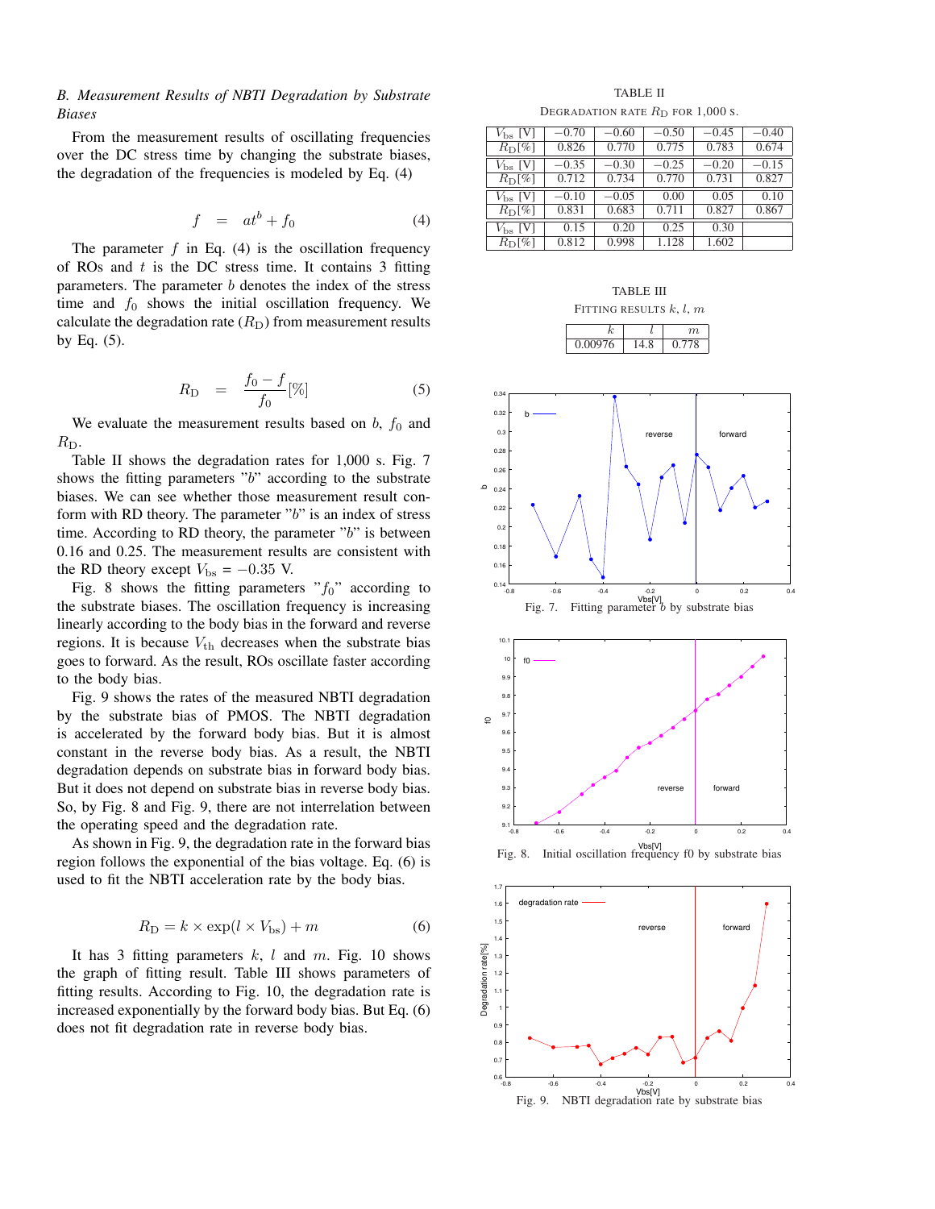### B. Measurement Results of NBTI Degradation by Substrate Biases

From the measurement results of oscillating frequencies over the DC stress time by changing the substrate biases, the degradation of the frequencies is modeled by Eq. (4)

$$f \quad = \quad at^b + f_0 \tag{4}$$

The parameter $f$ in Eq. (4) is the oscillation frequency of ROs and $t$ is the DC stress time. It contains 3 fitting parameters. The parameter $b$ denotes the index of the stress time and $f_0$ shows the initial oscillation frequency. We calculate the degradation rate ($R_{\mathrm{D}}$) from measurement results by Eq. (5).

$$R_{\mathrm{D}} \quad = \quad \frac{f_0 - f}{f_0}[\%] \tag{5}$$

We evaluate the measurement results based on $b$, $f_0$ and $R_{\mathrm{D}}$.

Table II shows the degradation rates for 1,000 s. Fig. 7 shows the fitting parameters "$b$" according to the substrate biases. We can see whether those measurement result conform with RD theory. The parameter "$b$" is an index of stress time. According to RD theory, the parameter "$b$" is between 0.16 and 0.25. The measurement results are consistent with the RD theory except $V_{\mathrm{bs}} = -0.35$ V.

Fig. 8 shows the fitting parameters "$f_0$" according to the substrate biases. The oscillation frequency is increasing linearly according to the body bias in the forward and reverse regions. It is because $V_{\mathrm{th}}$ decreases when the substrate bias goes to forward. As the result, ROs oscillate faster according to the body bias.

Fig. 9 shows the rates of the measured NBTI degradation by the substrate bias of PMOS. The NBTI degradation is accelerated by the forward body bias. But it is almost constant in the reverse body bias. As a result, the NBTI degradation depends on substrate bias in forward body bias. But it does not depend on substrate bias in reverse body bias. So, by Fig. 8 and Fig. 9, there are not interrelation between the operating speed and the degradation rate.

As shown in Fig. 9, the degradation rate in the forward bias region follows the exponential of the bias voltage. Eq. (6) is used to fit the NBTI acceleration rate by the body bias.

$$R_{\mathrm{D}} = k \times \exp(l \times V_{\mathrm{bs}}) + m \tag{6}$$

It has 3 fitting parameters $k$, $l$ and $m$. Fig. 10 shows the graph of fitting result. Table III shows parameters of fitting results. According to Fig. 10, the degradation rate is increased exponentially by the forward body bias. But Eq. (6) does not fit degradation rate in reverse body bias.

TABLE II
DEGRADATION RATE $R_{\mathrm{D}}$ FOR 1,000 S.

| $V_{\mathrm{bs}}$ [V] | −0.70 | −0.60 | −0.50 | −0.45 | −0.40 |
|---|---|---|---|---|---|
| $R_{\mathrm{D}}$[%] | 0.826 | 0.770 | 0.775 | 0.783 | 0.674 |
| $V_{\mathrm{bs}}$ [V] | −0.35 | −0.30 | −0.25 | −0.20 | −0.15 |
| $R_{\mathrm{D}}$[%] | 0.712 | 0.734 | 0.770 | 0.731 | 0.827 |
| $V_{\mathrm{bs}}$ [V] | −0.10 | −0.05 | 0.00 | 0.05 | 0.10 |
| $R_{\mathrm{D}}$[%] | 0.831 | 0.683 | 0.711 | 0.827 | 0.867 |
| $V_{\mathrm{bs}}$ [V] | 0.15 | 0.20 | 0.25 | 0.30 | |
| $R_{\mathrm{D}}$[%] | 0.812 | 0.998 | 1.128 | 1.602 | |

TABLE III
FITTING RESULTS $k$, $l$, $m$

| $k$ | $l$ | $m$ |
|---|---|---|
| 0.00976 | 14.8 | 0.778 |

Fig. 7. Fitting parameter $b$ by substrate bias

Fig. 8. Initial oscillation frequency f0 by substrate bias

Fig. 9. NBTI degradation rate by substrate bias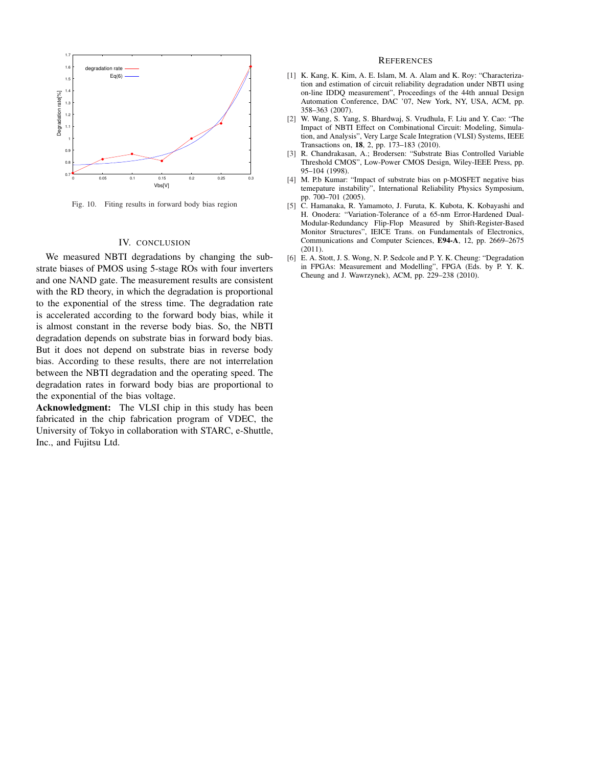1.7
1.6
1.5
1.4
1.3
1.2
1.1
1
0.9
0.8
0.7

Degradation rate[%]

degradation rate
Eq(6)

0 0.05 0.1 0.15 0.2 0.25 0.3

Vbs[V]

Fig. 10. Fiting results in forward body bias region

## IV. Conclusion

We measured NBTI degradations by changing the substrate biases of PMOS using 5-stage ROs with four inverters and one NAND gate. The measurement results are consistent with the RD theory, in which the degradation is proportional to the exponential of the stress time. The degradation rate is accelerated according to the forward body bias, while it is almost constant in the reverse body bias. So, the NBTI degradation depends on substrate bias in forward body bias. But it does not depend on substrate bias in reverse body bias. According to these results, there are not interrelation between the NBTI degradation and the operating speed. The degradation rates in forward body bias are proportional to the exponential of the bias voltage.

**Acknowledgment:** The VLSI chip in this study has been fabricated in the chip fabrication program of VDEC, the University of Tokyo in collaboration with STARC, e-Shuttle, Inc., and Fujitsu Ltd.

## References

[1] K. Kang, K. Kim, A. E. Islam, M. A. Alam and K. Roy: "Characterization and estimation of circuit reliability degradation under NBTI using on-line IDDQ measurement", Proceedings of the 44th annual Design Automation Conference, DAC '07, New York, NY, USA, ACM, pp. 358–363 (2007).

[2] W. Wang, S. Yang, S. Bhardwaj, S. Vrudhula, F. Liu and Y. Cao: "The Impact of NBTI Effect on Combinational Circuit: Modeling, Simulation, and Analysis", Very Large Scale Integration (VLSI) Systems, IEEE Transactions on, **18**, 2, pp. 173–183 (2010).

[3] R. Chandrakasan, A.; Brodersen: "Substrate Bias Controlled Variable Threshold CMOS", Low-Power CMOS Design, Wiley-IEEE Press, pp. 95–104 (1998).

[4] M. P.b Kumar: "Impact of substrate bias on p-MOSFET negative bias temepature instability", International Reliability Physics Symposium, pp. 700–701 (2005).

[5] C. Hamanaka, R. Yamamoto, J. Furuta, K. Kubota, K. Kobayashi and H. Onodera: "Variation-Tolerance of a 65-nm Error-Hardened Dual-Modular-Redundancy Flip-Flop Measured by Shift-Register-Based Monitor Structures", IEICE Trans. on Fundamentals of Electronics, Communications and Computer Sciences, **E94-A**, 12, pp. 2669–2675 (2011).

[6] E. A. Stott, J. S. Wong, N. P. Sedcole and P. Y. K. Cheung: "Degradation in FPGAs: Measurement and Modelling", FPGA (Eds. by P. Y. K. Cheung and J. Wawrzynek), ACM, pp. 229–238 (2010).